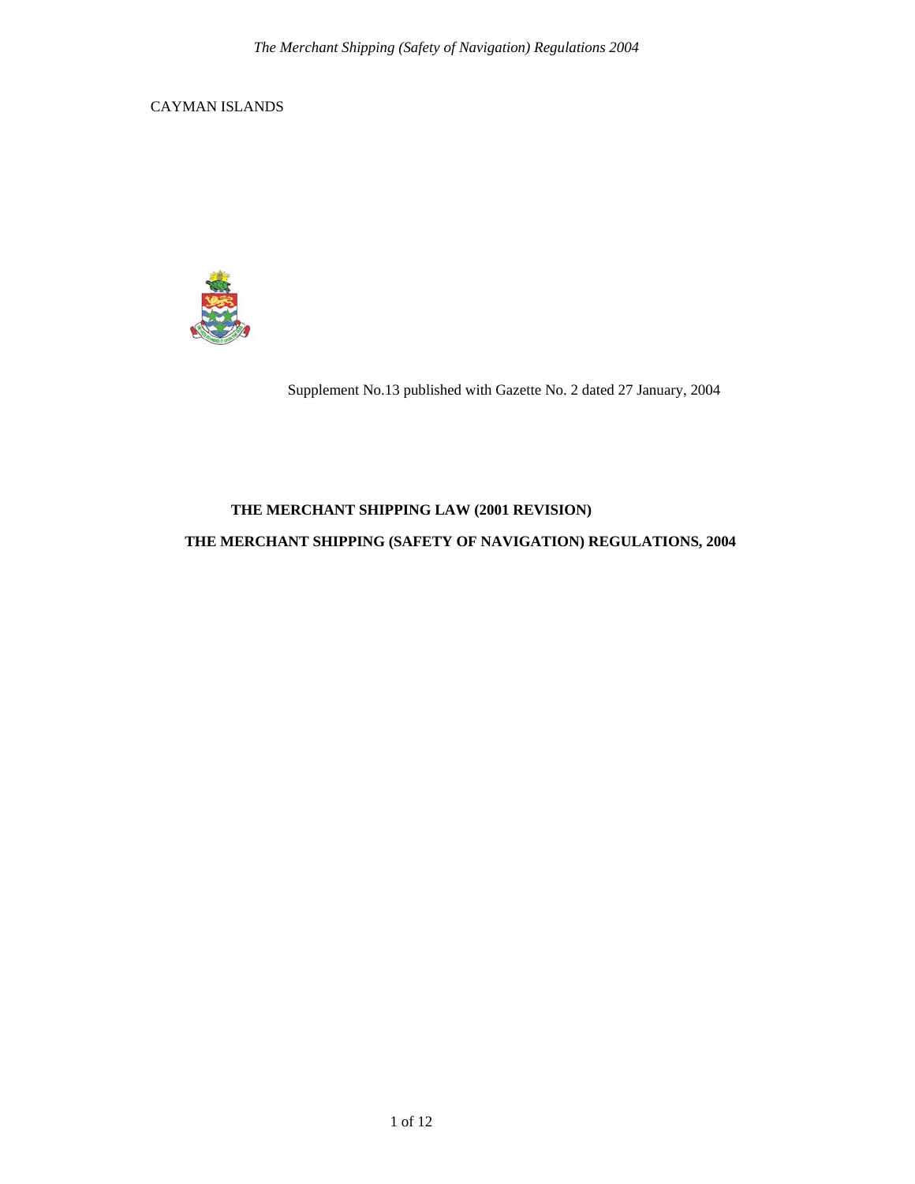CAYMAN ISLANDS

Supplement No.13 published with Gazette No. 2 dated 27 January, 2004

# THE MERCHANT SHIPPING LAW (2001 REVISION)

# THE MERCHANT SHIPPING (SAFETY OF NAVIGATION) REGULATIONS, 2004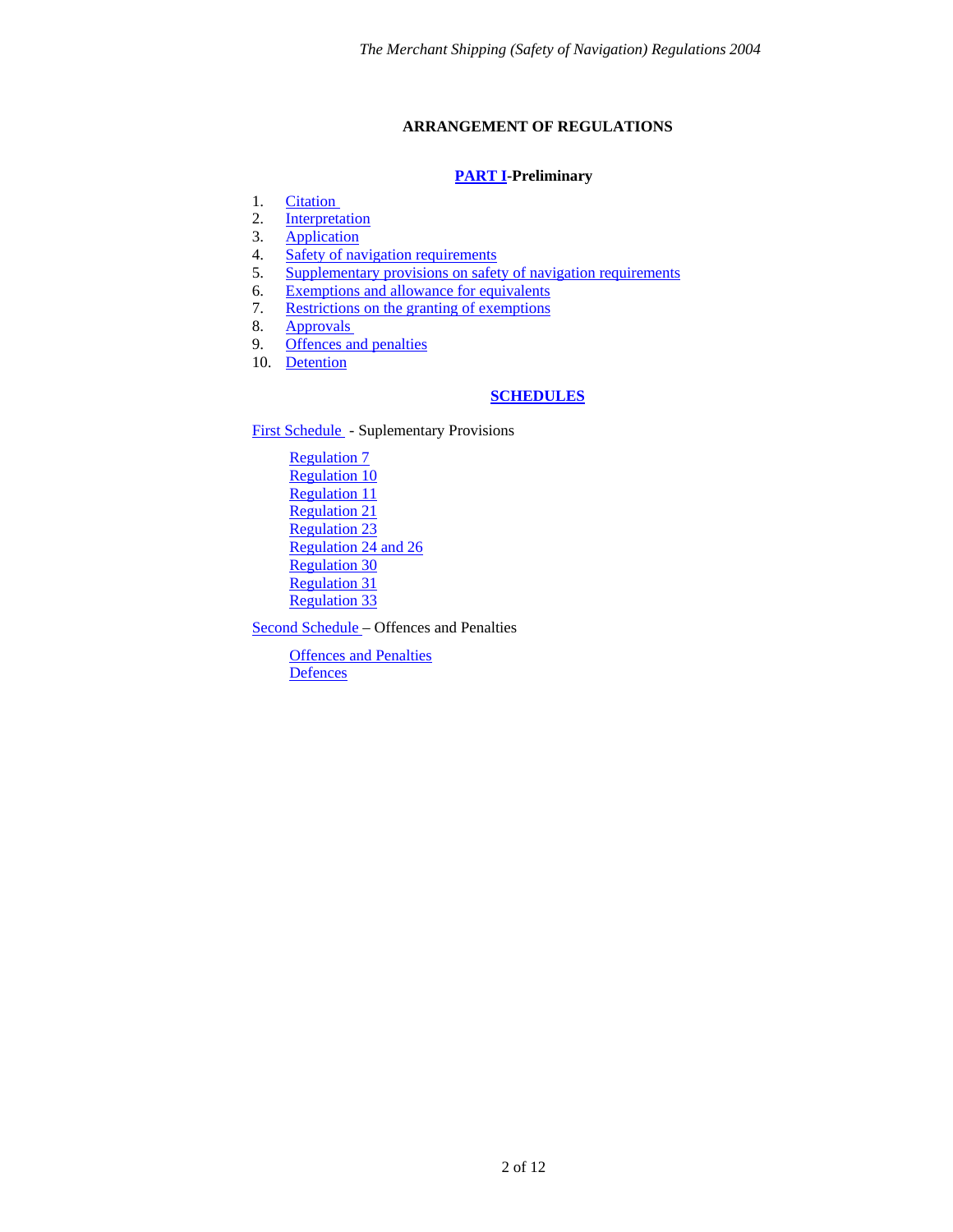## ARRANGEMENT OF REGULATIONS

### PART I-Preliminary

1. Citation
2. Interpretation
3. Application
4. Safety of navigation requirements
5. Supplementary provisions on safety of navigation requirements
6. Exemptions and allowance for equivalents
7. Restrictions on the granting of exemptions
8. Approvals
9. Offences and penalties
10. Detention

### SCHEDULES

First Schedule - Suplementary Provisions

- Regulation 7
- Regulation 10
- Regulation 11
- Regulation 21
- Regulation 23
- Regulation 24 and 26
- Regulation 30
- Regulation 31
- Regulation 33

Second Schedule – Offences and Penalties

- Offences and Penalties
- Defences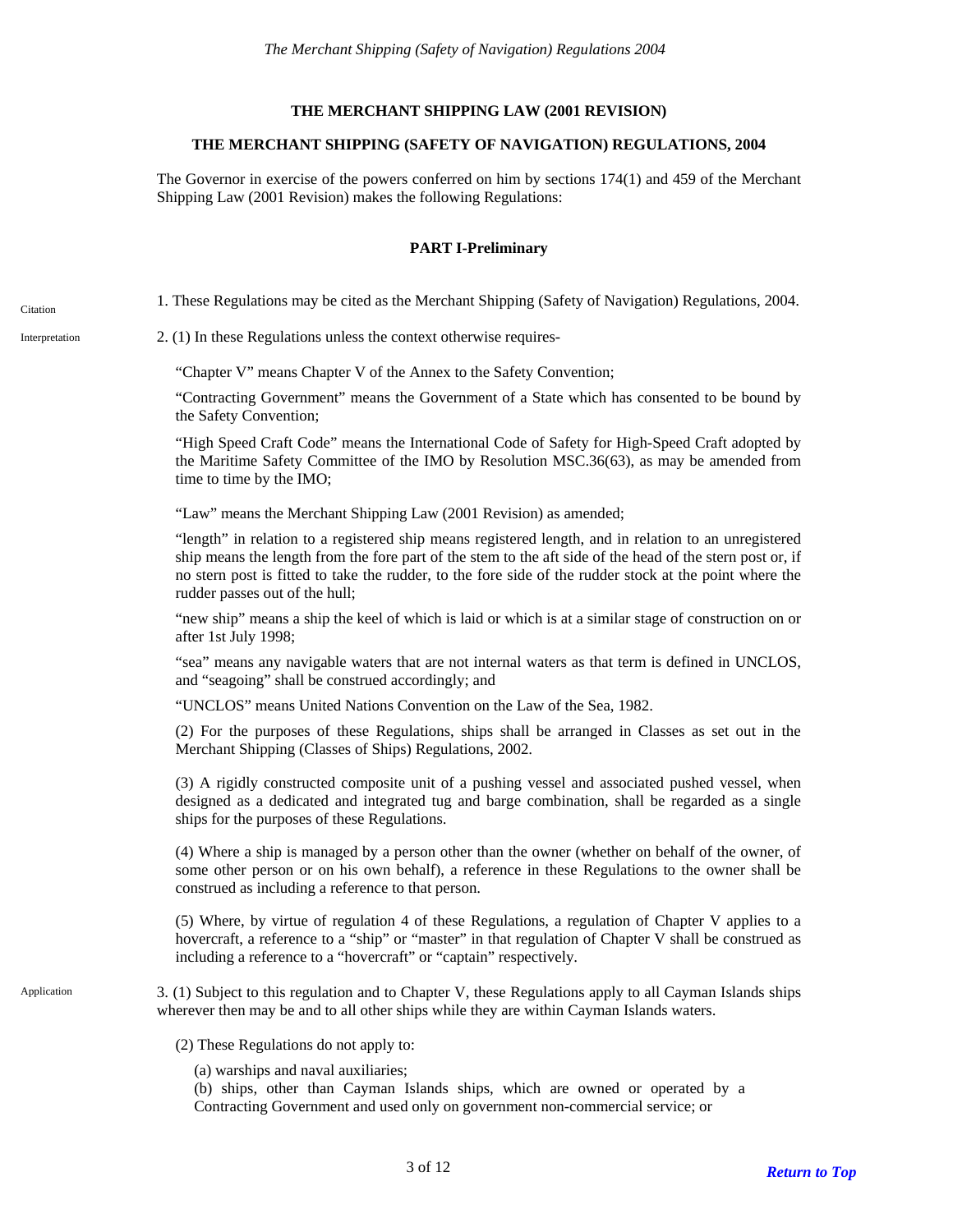# THE MERCHANT SHIPPING LAW (2001 REVISION)

## THE MERCHANT SHIPPING (SAFETY OF NAVIGATION) REGULATIONS, 2004

The Governor in exercise of the powers conferred on him by sections 174(1) and 459 of the Merchant Shipping Law (2001 Revision) makes the following Regulations:

### PART I-Preliminary

Citation

1. These Regulations may be cited as the Merchant Shipping (Safety of Navigation) Regulations, 2004.

Interpretation

2. (1) In these Regulations unless the context otherwise requires-

"Chapter V" means Chapter V of the Annex to the Safety Convention;

"Contracting Government" means the Government of a State which has consented to be bound by the Safety Convention;

"High Speed Craft Code" means the International Code of Safety for High-Speed Craft adopted by the Maritime Safety Committee of the IMO by Resolution MSC.36(63), as may be amended from time to time by the IMO;

"Law" means the Merchant Shipping Law (2001 Revision) as amended;

"length" in relation to a registered ship means registered length, and in relation to an unregistered ship means the length from the fore part of the stem to the aft side of the head of the stern post or, if no stern post is fitted to take the rudder, to the fore side of the rudder stock at the point where the rudder passes out of the hull;

"new ship" means a ship the keel of which is laid or which is at a similar stage of construction on or after 1st July 1998;

"sea" means any navigable waters that are not internal waters as that term is defined in UNCLOS, and "seagoing" shall be construed accordingly; and

"UNCLOS" means United Nations Convention on the Law of the Sea, 1982.

(2) For the purposes of these Regulations, ships shall be arranged in Classes as set out in the Merchant Shipping (Classes of Ships) Regulations, 2002.

(3) A rigidly constructed composite unit of a pushing vessel and associated pushed vessel, when designed as a dedicated and integrated tug and barge combination, shall be regarded as a single ships for the purposes of these Regulations.

(4) Where a ship is managed by a person other than the owner (whether on behalf of the owner, of some other person or on his own behalf), a reference in these Regulations to the owner shall be construed as including a reference to that person.

(5) Where, by virtue of regulation 4 of these Regulations, a regulation of Chapter V applies to a hovercraft, a reference to a "ship" or "master" in that regulation of Chapter V shall be construed as including a reference to a "hovercraft" or "captain" respectively.

Application

3. (1) Subject to this regulation and to Chapter V, these Regulations apply to all Cayman Islands ships wherever then may be and to all other ships while they are within Cayman Islands waters.

(2) These Regulations do not apply to:

(a) warships and naval auxiliaries;
(b) ships, other than Cayman Islands ships, which are owned or operated by a Contracting Government and used only on government non-commercial service; or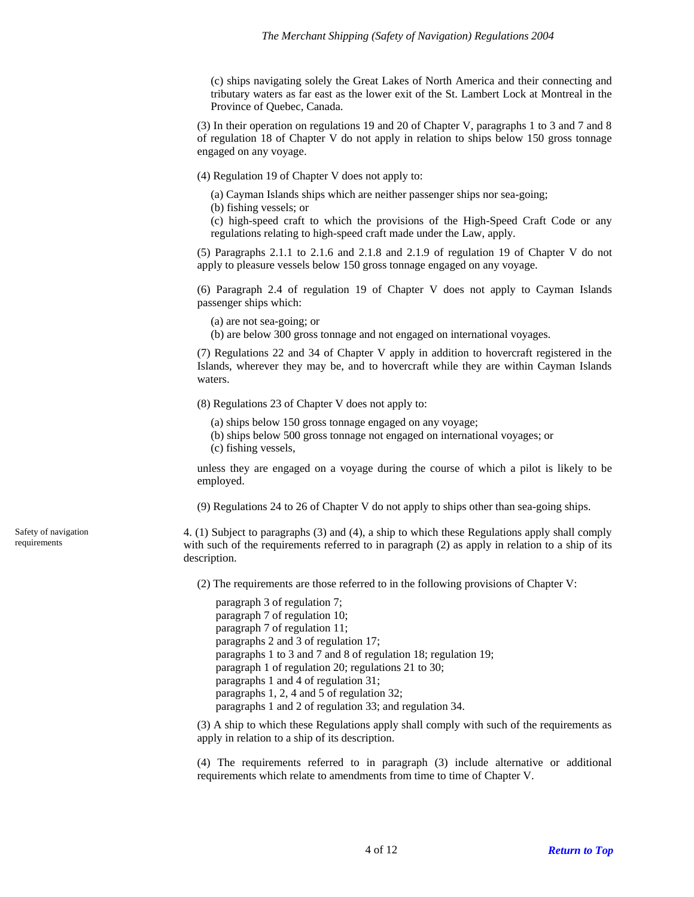(c) ships navigating solely the Great Lakes of North America and their connecting and tributary waters as far east as the lower exit of the St. Lambert Lock at Montreal in the Province of Quebec, Canada.

(3) In their operation on regulations 19 and 20 of Chapter V, paragraphs 1 to 3 and 7 and 8 of regulation 18 of Chapter V do not apply in relation to ships below 150 gross tonnage engaged on any voyage.

(4) Regulation 19 of Chapter V does not apply to:

(a) Cayman Islands ships which are neither passenger ships nor sea-going;
(b) fishing vessels; or
(c) high-speed craft to which the provisions of the High-Speed Craft Code or any regulations relating to high-speed craft made under the Law, apply.

(5) Paragraphs 2.1.1 to 2.1.6 and 2.1.8 and 2.1.9 of regulation 19 of Chapter V do not apply to pleasure vessels below 150 gross tonnage engaged on any voyage.

(6) Paragraph 2.4 of regulation 19 of Chapter V does not apply to Cayman Islands passenger ships which:

(a) are not sea-going; or
(b) are below 300 gross tonnage and not engaged on international voyages.

(7) Regulations 22 and 34 of Chapter V apply in addition to hovercraft registered in the Islands, wherever they may be, and to hovercraft while they are within Cayman Islands waters.

(8) Regulations 23 of Chapter V does not apply to:

(a) ships below 150 gross tonnage engaged on any voyage;
(b) ships below 500 gross tonnage not engaged on international voyages; or
(c) fishing vessels,

unless they are engaged on a voyage during the course of which a pilot is likely to be employed.

(9) Regulations 24 to 26 of Chapter V do not apply to ships other than sea-going ships.

Safety of navigation requirements

4. (1) Subject to paragraphs (3) and (4), a ship to which these Regulations apply shall comply with such of the requirements referred to in paragraph (2) as apply in relation to a ship of its description.

(2) The requirements are those referred to in the following provisions of Chapter V:

paragraph 3 of regulation 7;
paragraph 7 of regulation 10;
paragraph 7 of regulation 11;
paragraphs 2 and 3 of regulation 17;
paragraphs 1 to 3 and 7 and 8 of regulation 18; regulation 19;
paragraph 1 of regulation 20; regulations 21 to 30;
paragraphs 1 and 4 of regulation 31;
paragraphs 1, 2, 4 and 5 of regulation 32;
paragraphs 1 and 2 of regulation 33; and regulation 34.

(3) A ship to which these Regulations apply shall comply with such of the requirements as apply in relation to a ship of its description.

(4) The requirements referred to in paragraph (3) include alternative or additional requirements which relate to amendments from time to time of Chapter V.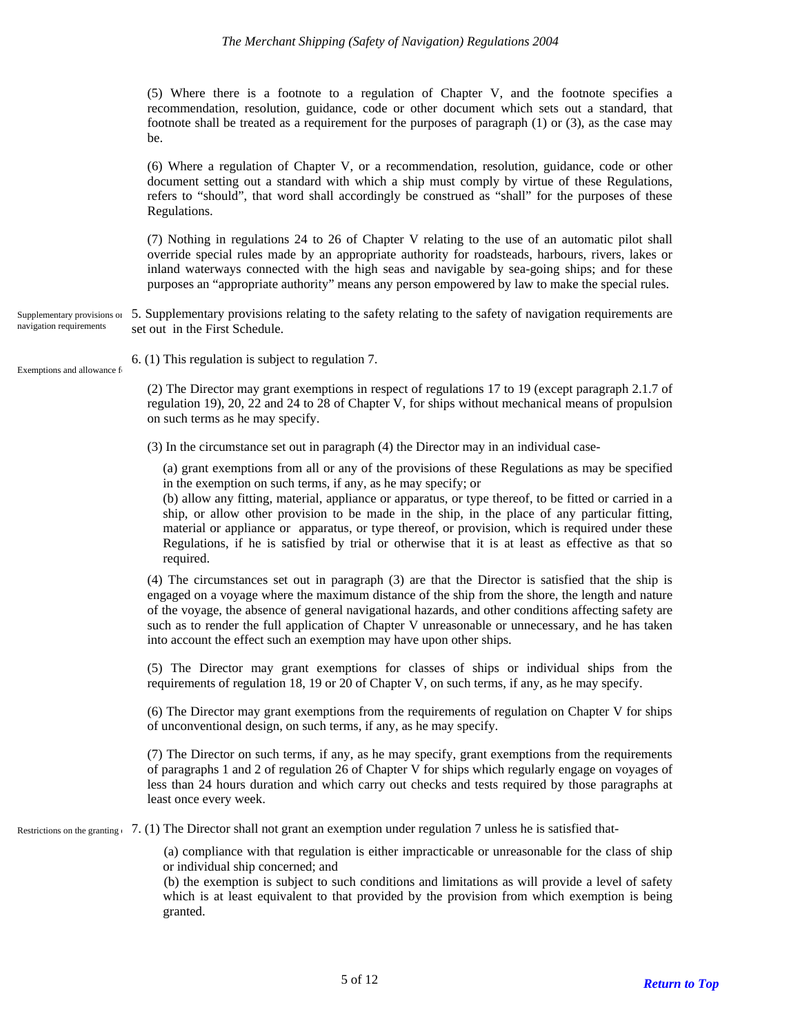(5) Where there is a footnote to a regulation of Chapter V, and the footnote specifies a recommendation, resolution, guidance, code or other document which sets out a standard, that footnote shall be treated as a requirement for the purposes of paragraph (1) or (3), as the case may be.

(6) Where a regulation of Chapter V, or a recommendation, resolution, guidance, code or other document setting out a standard with which a ship must comply by virtue of these Regulations, refers to "should", that word shall accordingly be construed as "shall" for the purposes of these Regulations.

(7) Nothing in regulations 24 to 26 of Chapter V relating to the use of an automatic pilot shall override special rules made by an appropriate authority for roadsteads, harbours, rivers, lakes or inland waterways connected with the high seas and navigable by sea-going ships; and for these purposes an "appropriate authority" means any person empowered by law to make the special rules.

Supplementary provisions on navigation requirements

5. Supplementary provisions relating to the safety relating to the safety of navigation requirements are set out in the First Schedule.

Exemptions and allowance f

6. (1) This regulation is subject to regulation 7.

(2) The Director may grant exemptions in respect of regulations 17 to 19 (except paragraph 2.1.7 of regulation 19), 20, 22 and 24 to 28 of Chapter V, for ships without mechanical means of propulsion on such terms as he may specify.

(3) In the circumstance set out in paragraph (4) the Director may in an individual case-

(a) grant exemptions from all or any of the provisions of these Regulations as may be specified in the exemption on such terms, if any, as he may specify; or

(b) allow any fitting, material, appliance or apparatus, or type thereof, to be fitted or carried in a ship, or allow other provision to be made in the ship, in the place of any particular fitting, material or appliance or apparatus, or type thereof, or provision, which is required under these Regulations, if he is satisfied by trial or otherwise that it is at least as effective as that so required.

(4) The circumstances set out in paragraph (3) are that the Director is satisfied that the ship is engaged on a voyage where the maximum distance of the ship from the shore, the length and nature of the voyage, the absence of general navigational hazards, and other conditions affecting safety are such as to render the full application of Chapter V unreasonable or unnecessary, and he has taken into account the effect such an exemption may have upon other ships.

(5) The Director may grant exemptions for classes of ships or individual ships from the requirements of regulation 18, 19 or 20 of Chapter V, on such terms, if any, as he may specify.

(6) The Director may grant exemptions from the requirements of regulation on Chapter V for ships of unconventional design, on such terms, if any, as he may specify.

(7) The Director on such terms, if any, as he may specify, grant exemptions from the requirements of paragraphs 1 and 2 of regulation 26 of Chapter V for ships which regularly engage on voyages of less than 24 hours duration and which carry out checks and tests required by those paragraphs at least once every week.

Restrictions on the granting

7. (1) The Director shall not grant an exemption under regulation 7 unless he is satisfied that-

(a) compliance with that regulation is either impracticable or unreasonable for the class of ship or individual ship concerned; and

(b) the exemption is subject to such conditions and limitations as will provide a level of safety which is at least equivalent to that provided by the provision from which exemption is being granted.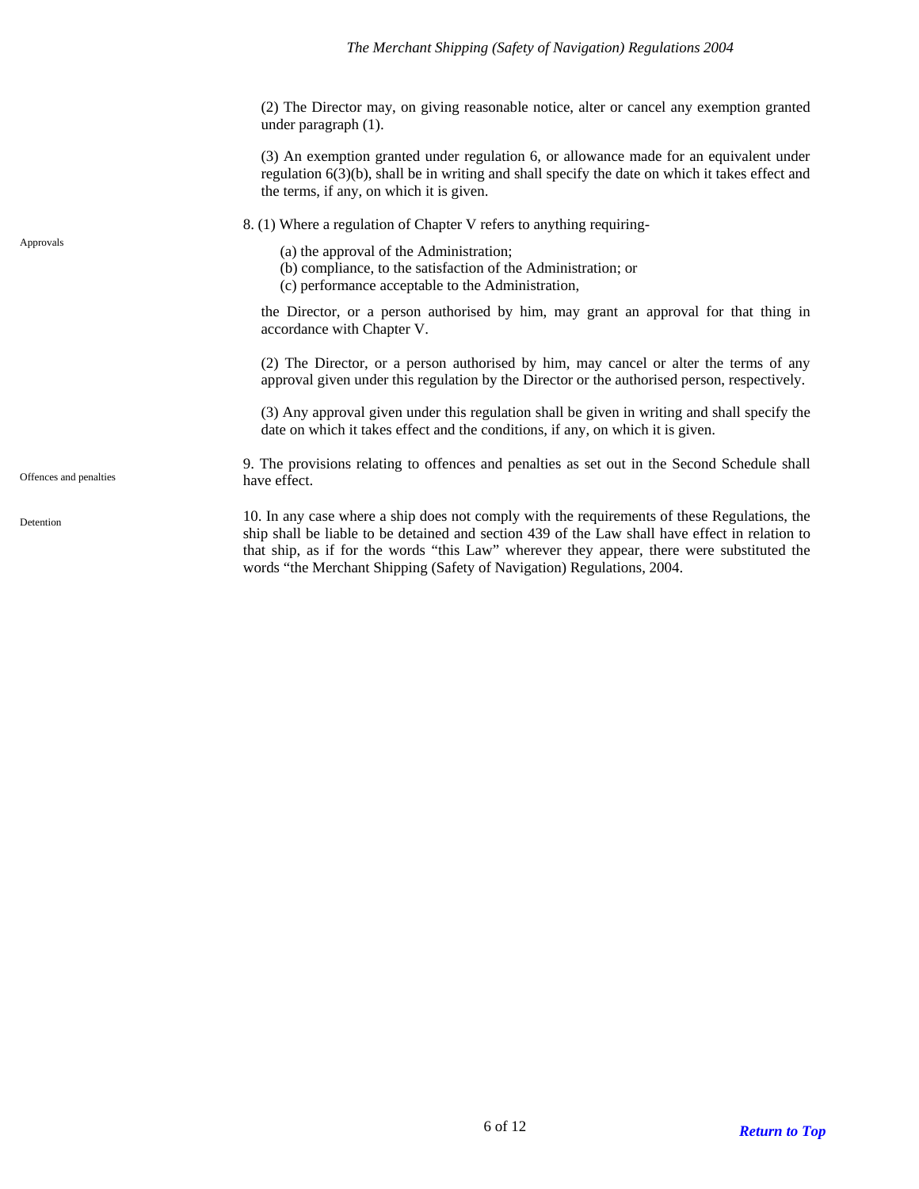(2) The Director may, on giving reasonable notice, alter or cancel any exemption granted under paragraph (1).

(3) An exemption granted under regulation 6, or allowance made for an equivalent under regulation 6(3)(b), shall be in writing and shall specify the date on which it takes effect and the terms, if any, on which it is given.

Approvals

8. (1) Where a regulation of Chapter V refers to anything requiring-

(a) the approval of the Administration;
(b) compliance, to the satisfaction of the Administration; or
(c) performance acceptable to the Administration,

the Director, or a person authorised by him, may grant an approval for that thing in accordance with Chapter V.

(2) The Director, or a person authorised by him, may cancel or alter the terms of any approval given under this regulation by the Director or the authorised person, respectively.

(3) Any approval given under this regulation shall be given in writing and shall specify the date on which it takes effect and the conditions, if any, on which it is given.

Offences and penalties

9. The provisions relating to offences and penalties as set out in the Second Schedule shall have effect.

Detention

10. In any case where a ship does not comply with the requirements of these Regulations, the ship shall be liable to be detained and section 439 of the Law shall have effect in relation to that ship, as if for the words "this Law" wherever they appear, there were substituted the words "the Merchant Shipping (Safety of Navigation) Regulations, 2004.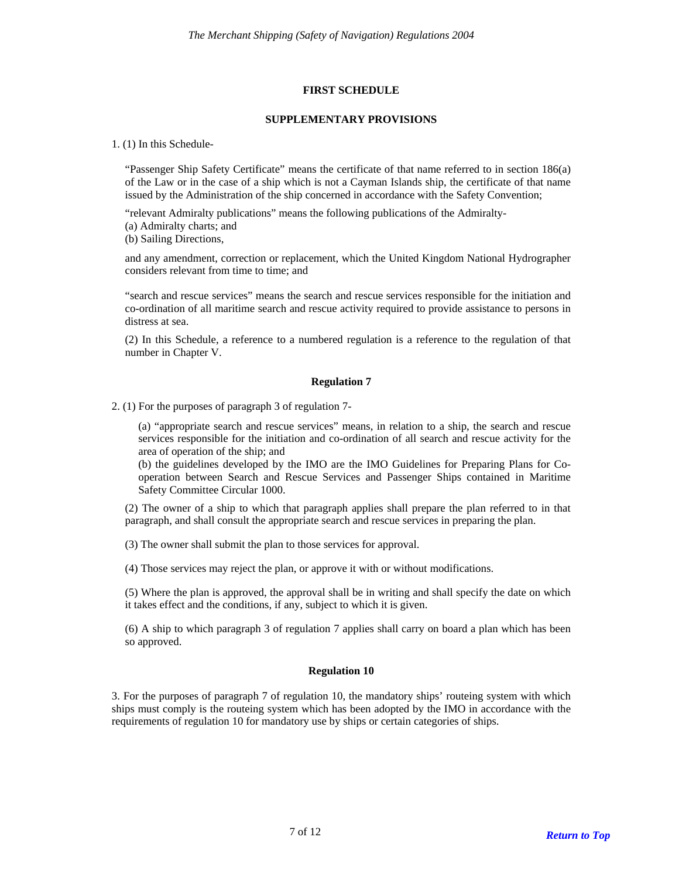## FIRST SCHEDULE

### SUPPLEMENTARY PROVISIONS

1. (1) In this Schedule-

"Passenger Ship Safety Certificate" means the certificate of that name referred to in section 186(a) of the Law or in the case of a ship which is not a Cayman Islands ship, the certificate of that name issued by the Administration of the ship concerned in accordance with the Safety Convention;

"relevant Admiralty publications" means the following publications of the Admiralty-
(a) Admiralty charts; and
(b) Sailing Directions,

and any amendment, correction or replacement, which the United Kingdom National Hydrographer considers relevant from time to time; and

"search and rescue services" means the search and rescue services responsible for the initiation and co-ordination of all maritime search and rescue activity required to provide assistance to persons in distress at sea.

(2) In this Schedule, a reference to a numbered regulation is a reference to the regulation of that number in Chapter V.

### Regulation 7

2. (1) For the purposes of paragraph 3 of regulation 7-

(a) "appropriate search and rescue services" means, in relation to a ship, the search and rescue services responsible for the initiation and co-ordination of all search and rescue activity for the area of operation of the ship; and
(b) the guidelines developed by the IMO are the IMO Guidelines for Preparing Plans for Co-operation between Search and Rescue Services and Passenger Ships contained in Maritime Safety Committee Circular 1000.

(2) The owner of a ship to which that paragraph applies shall prepare the plan referred to in that paragraph, and shall consult the appropriate search and rescue services in preparing the plan.

(3) The owner shall submit the plan to those services for approval.

(4) Those services may reject the plan, or approve it with or without modifications.

(5) Where the plan is approved, the approval shall be in writing and shall specify the date on which it takes effect and the conditions, if any, subject to which it is given.

(6) A ship to which paragraph 3 of regulation 7 applies shall carry on board a plan which has been so approved.

### Regulation 10

3. For the purposes of paragraph 7 of regulation 10, the mandatory ships' routeing system with which ships must comply is the routeing system which has been adopted by the IMO in accordance with the requirements of regulation 10 for mandatory use by ships or certain categories of ships.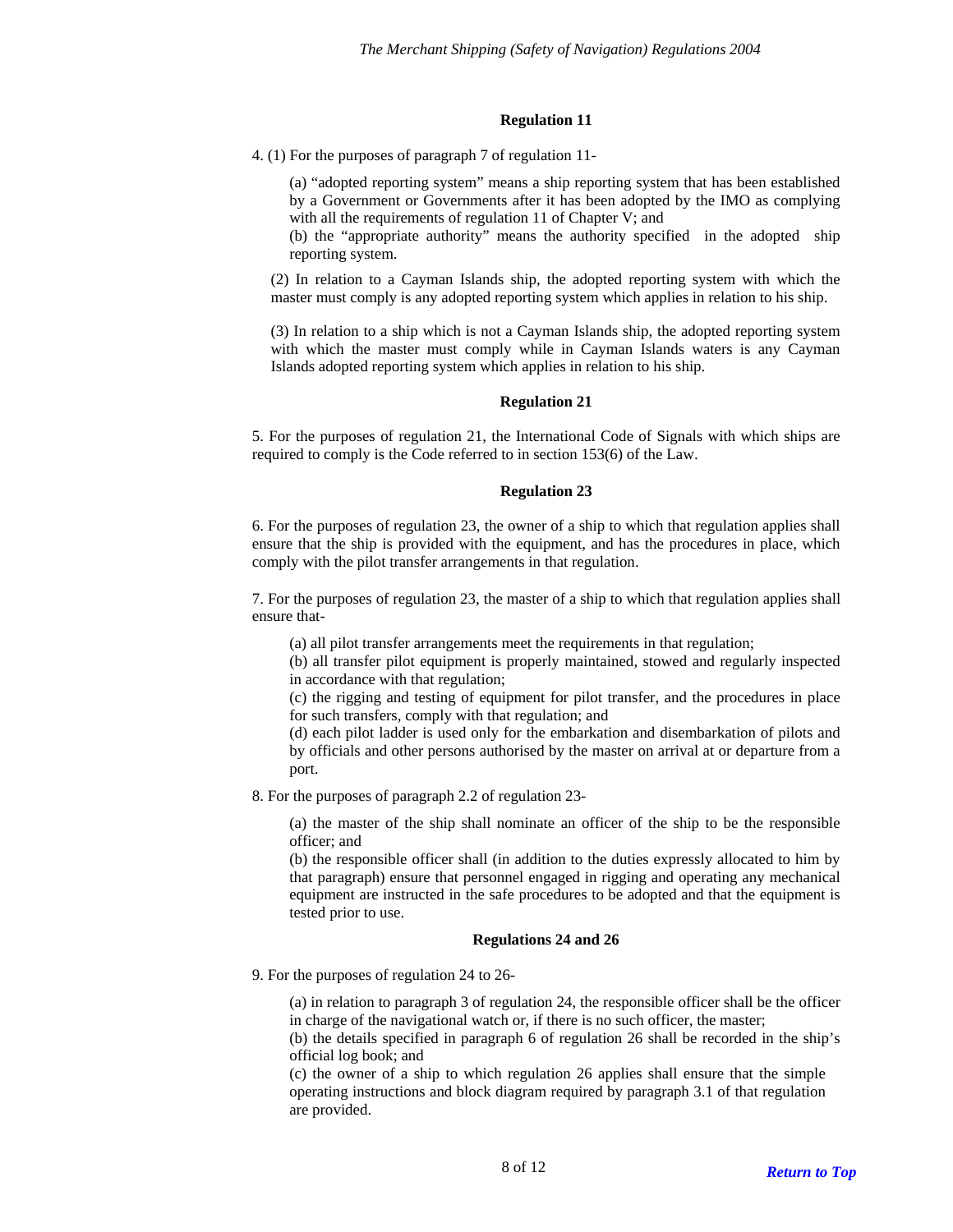### Regulation 11

4. (1) For the purposes of paragraph 7 of regulation 11-

(a) "adopted reporting system" means a ship reporting system that has been established by a Government or Governments after it has been adopted by the IMO as complying with all the requirements of regulation 11 of Chapter V; and

(b) the "appropriate authority" means the authority specified in the adopted ship reporting system.

(2) In relation to a Cayman Islands ship, the adopted reporting system with which the master must comply is any adopted reporting system which applies in relation to his ship.

(3) In relation to a ship which is not a Cayman Islands ship, the adopted reporting system with which the master must comply while in Cayman Islands waters is any Cayman Islands adopted reporting system which applies in relation to his ship.

### Regulation 21

5. For the purposes of regulation 21, the International Code of Signals with which ships are required to comply is the Code referred to in section 153(6) of the Law.

### Regulation 23

6. For the purposes of regulation 23, the owner of a ship to which that regulation applies shall ensure that the ship is provided with the equipment, and has the procedures in place, which comply with the pilot transfer arrangements in that regulation.

7. For the purposes of regulation 23, the master of a ship to which that regulation applies shall ensure that-

(a) all pilot transfer arrangements meet the requirements in that regulation;

(b) all transfer pilot equipment is properly maintained, stowed and regularly inspected in accordance with that regulation;

(c) the rigging and testing of equipment for pilot transfer, and the procedures in place for such transfers, comply with that regulation; and

(d) each pilot ladder is used only for the embarkation and disembarkation of pilots and by officials and other persons authorised by the master on arrival at or departure from a port.

8. For the purposes of paragraph 2.2 of regulation 23-

(a) the master of the ship shall nominate an officer of the ship to be the responsible officer; and

(b) the responsible officer shall (in addition to the duties expressly allocated to him by that paragraph) ensure that personnel engaged in rigging and operating any mechanical equipment are instructed in the safe procedures to be adopted and that the equipment is tested prior to use.

### Regulations 24 and 26

9. For the purposes of regulation 24 to 26-

(a) in relation to paragraph 3 of regulation 24, the responsible officer shall be the officer in charge of the navigational watch or, if there is no such officer, the master;

(b) the details specified in paragraph 6 of regulation 26 shall be recorded in the ship's official log book; and

(c) the owner of a ship to which regulation 26 applies shall ensure that the simple operating instructions and block diagram required by paragraph 3.1 of that regulation are provided.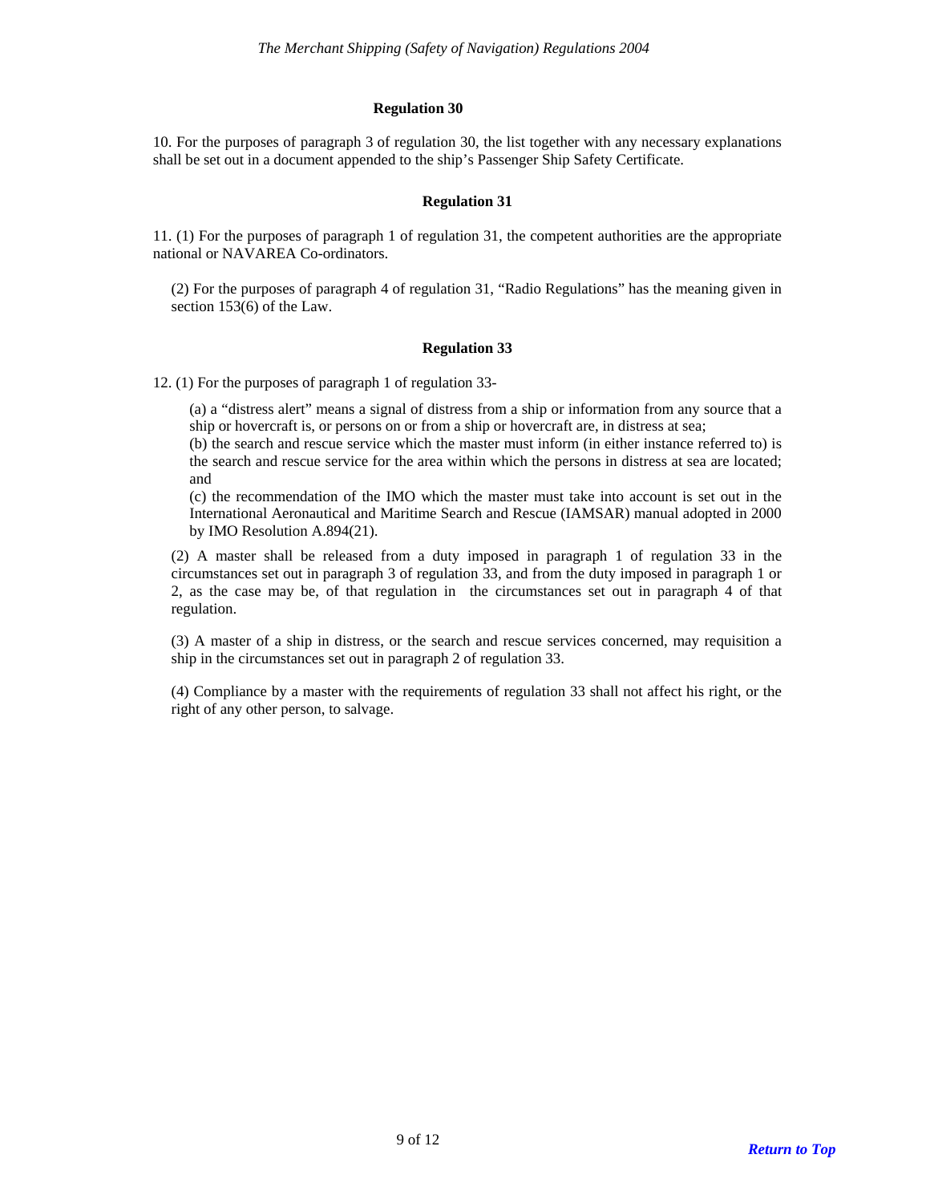### Regulation 30

10. For the purposes of paragraph 3 of regulation 30, the list together with any necessary explanations shall be set out in a document appended to the ship's Passenger Ship Safety Certificate.

### Regulation 31

11. (1) For the purposes of paragraph 1 of regulation 31, the competent authorities are the appropriate national or NAVAREA Co-ordinators.

(2) For the purposes of paragraph 4 of regulation 31, "Radio Regulations" has the meaning given in section 153(6) of the Law.

### Regulation 33

12. (1) For the purposes of paragraph 1 of regulation 33-

(a) a "distress alert" means a signal of distress from a ship or information from any source that a ship or hovercraft is, or persons on or from a ship or hovercraft are, in distress at sea;

(b) the search and rescue service which the master must inform (in either instance referred to) is the search and rescue service for the area within which the persons in distress at sea are located; and

(c) the recommendation of the IMO which the master must take into account is set out in the International Aeronautical and Maritime Search and Rescue (IAMSAR) manual adopted in 2000 by IMO Resolution A.894(21).

(2) A master shall be released from a duty imposed in paragraph 1 of regulation 33 in the circumstances set out in paragraph 3 of regulation 33, and from the duty imposed in paragraph 1 or 2, as the case may be, of that regulation in the circumstances set out in paragraph 4 of that regulation.

(3) A master of a ship in distress, or the search and rescue services concerned, may requisition a ship in the circumstances set out in paragraph 2 of regulation 33.

(4) Compliance by a master with the requirements of regulation 33 shall not affect his right, or the right of any other person, to salvage.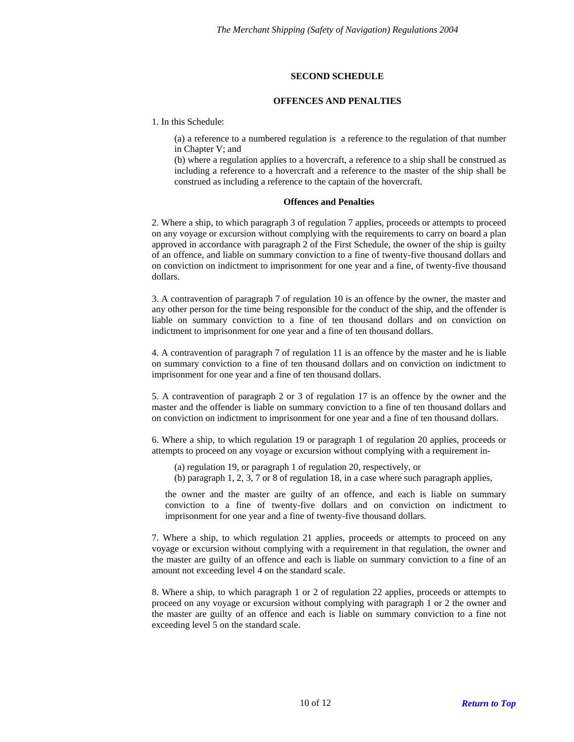## SECOND SCHEDULE

## OFFENCES AND PENALTIES

1. In this Schedule:

(a) a reference to a numbered regulation is a reference to the regulation of that number in Chapter V; and
(b) where a regulation applies to a hovercraft, a reference to a ship shall be construed as including a reference to a hovercraft and a reference to the master of the ship shall be construed as including a reference to the captain of the hovercraft.

### Offences and Penalties

2. Where a ship, to which paragraph 3 of regulation 7 applies, proceeds or attempts to proceed on any voyage or excursion without complying with the requirements to carry on board a plan approved in accordance with paragraph 2 of the First Schedule, the owner of the ship is guilty of an offence, and liable on summary conviction to a fine of twenty-five thousand dollars and on conviction on indictment to imprisonment for one year and a fine, of twenty-five thousand dollars.

3. A contravention of paragraph 7 of regulation 10 is an offence by the owner, the master and any other person for the time being responsible for the conduct of the ship, and the offender is liable on summary conviction to a fine of ten thousand dollars and on conviction on indictment to imprisonment for one year and a fine of ten thousand dollars.

4. A contravention of paragraph 7 of regulation 11 is an offence by the master and he is liable on summary conviction to a fine of ten thousand dollars and on conviction on indictment to imprisonment for one year and a fine of ten thousand dollars.

5. A contravention of paragraph 2 or 3 of regulation 17 is an offence by the owner and the master and the offender is liable on summary conviction to a fine of ten thousand dollars and on conviction on indictment to imprisonment for one year and a fine of ten thousand dollars.

6. Where a ship, to which regulation 19 or paragraph 1 of regulation 20 applies, proceeds or attempts to proceed on any voyage or excursion without complying with a requirement in-

(a) regulation 19, or paragraph 1 of regulation 20, respectively, or
(b) paragraph 1, 2, 3, 7 or 8 of regulation 18, in a case where such paragraph applies,

the owner and the master are guilty of an offence, and each is liable on summary conviction to a fine of twenty-five dollars and on conviction on indictment to imprisonment for one year and a fine of twenty-five thousand dollars.

7. Where a ship, to which regulation 21 applies, proceeds or attempts to proceed on any voyage or excursion without complying with a requirement in that regulation, the owner and the master are guilty of an offence and each is liable on summary conviction to a fine of an amount not exceeding level 4 on the standard scale.

8. Where a ship, to which paragraph 1 or 2 of regulation 22 applies, proceeds or attempts to proceed on any voyage or excursion without complying with paragraph 1 or 2 the owner and the master are guilty of an offence and each is liable on summary conviction to a fine not exceeding level 5 on the standard scale.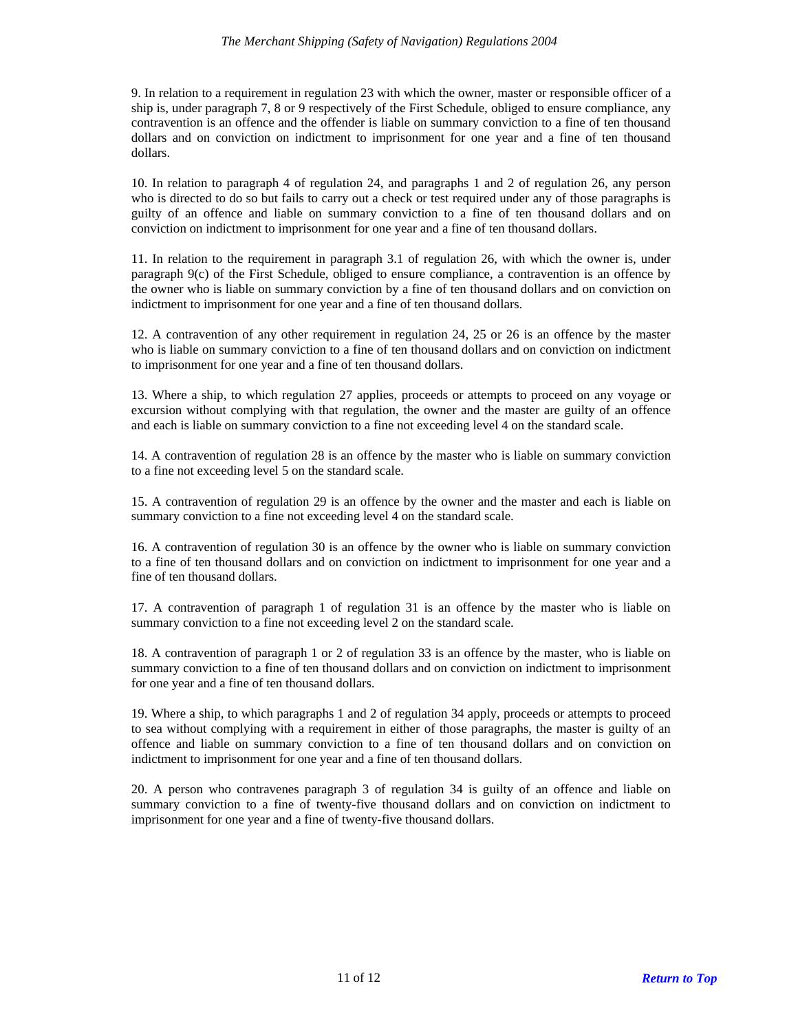9. In relation to a requirement in regulation 23 with which the owner, master or responsible officer of a ship is, under paragraph 7, 8 or 9 respectively of the First Schedule, obliged to ensure compliance, any contravention is an offence and the offender is liable on summary conviction to a fine of ten thousand dollars and on conviction on indictment to imprisonment for one year and a fine of ten thousand dollars.

10. In relation to paragraph 4 of regulation 24, and paragraphs 1 and 2 of regulation 26, any person who is directed to do so but fails to carry out a check or test required under any of those paragraphs is guilty of an offence and liable on summary conviction to a fine of ten thousand dollars and on conviction on indictment to imprisonment for one year and a fine of ten thousand dollars.

11. In relation to the requirement in paragraph 3.1 of regulation 26, with which the owner is, under paragraph 9(c) of the First Schedule, obliged to ensure compliance, a contravention is an offence by the owner who is liable on summary conviction by a fine of ten thousand dollars and on conviction on indictment to imprisonment for one year and a fine of ten thousand dollars.

12. A contravention of any other requirement in regulation 24, 25 or 26 is an offence by the master who is liable on summary conviction to a fine of ten thousand dollars and on conviction on indictment to imprisonment for one year and a fine of ten thousand dollars.

13. Where a ship, to which regulation 27 applies, proceeds or attempts to proceed on any voyage or excursion without complying with that regulation, the owner and the master are guilty of an offence and each is liable on summary conviction to a fine not exceeding level 4 on the standard scale.

14. A contravention of regulation 28 is an offence by the master who is liable on summary conviction to a fine not exceeding level 5 on the standard scale.

15. A contravention of regulation 29 is an offence by the owner and the master and each is liable on summary conviction to a fine not exceeding level 4 on the standard scale.

16. A contravention of regulation 30 is an offence by the owner who is liable on summary conviction to a fine of ten thousand dollars and on conviction on indictment to imprisonment for one year and a fine of ten thousand dollars.

17. A contravention of paragraph 1 of regulation 31 is an offence by the master who is liable on summary conviction to a fine not exceeding level 2 on the standard scale.

18. A contravention of paragraph 1 or 2 of regulation 33 is an offence by the master, who is liable on summary conviction to a fine of ten thousand dollars and on conviction on indictment to imprisonment for one year and a fine of ten thousand dollars.

19. Where a ship, to which paragraphs 1 and 2 of regulation 34 apply, proceeds or attempts to proceed to sea without complying with a requirement in either of those paragraphs, the master is guilty of an offence and liable on summary conviction to a fine of ten thousand dollars and on conviction on indictment to imprisonment for one year and a fine of ten thousand dollars.

20. A person who contravenes paragraph 3 of regulation 34 is guilty of an offence and liable on summary conviction to a fine of twenty-five thousand dollars and on conviction on indictment to imprisonment for one year and a fine of twenty-five thousand dollars.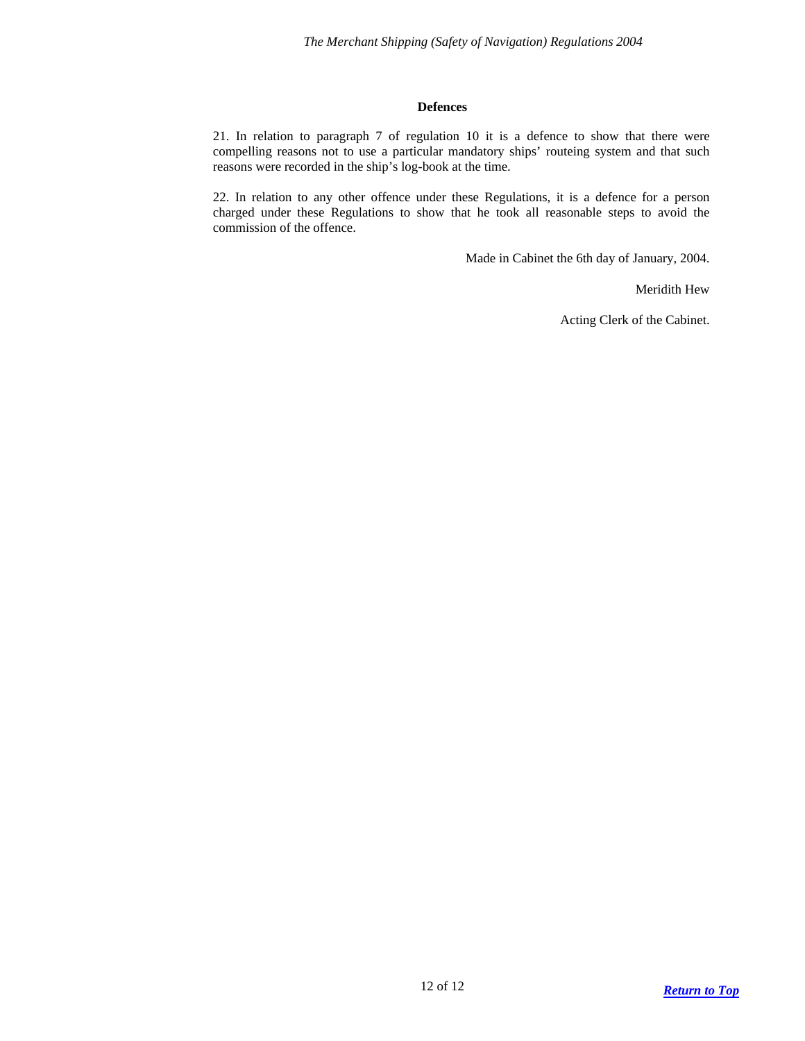### Defences

21. In relation to paragraph 7 of regulation 10 it is a defence to show that there were compelling reasons not to use a particular mandatory ships' routeing system and that such reasons were recorded in the ship's log-book at the time.

22. In relation to any other offence under these Regulations, it is a defence for a person charged under these Regulations to show that he took all reasonable steps to avoid the commission of the offence.

Made in Cabinet the 6th day of January, 2004.

Meridith Hew

Acting Clerk of the Cabinet.